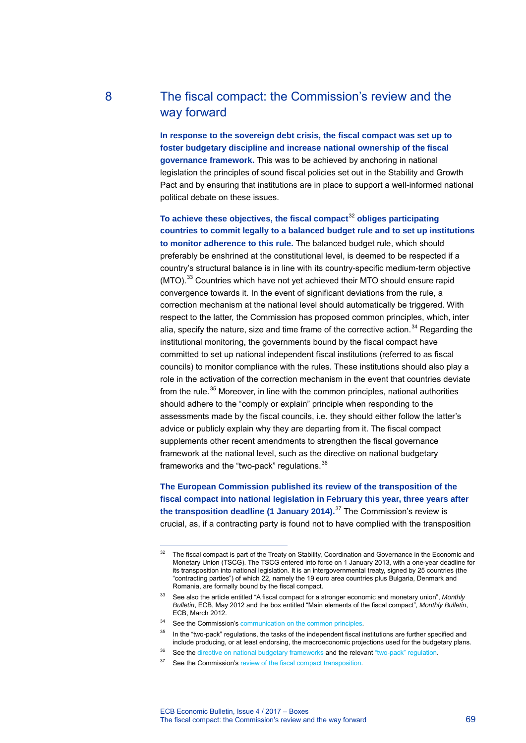## 8 The fiscal compact: the Commission's review and the way forward

**In response to the sovereign debt crisis, the fiscal compact was set up to foster budgetary discipline and increase national ownership of the fiscal governance framework.** This was to be achieved by anchoring in national legislation the principles of sound fiscal policies set out in the Stability and Growth Pact and by ensuring that institutions are in place to support a well-informed national political debate on these issues.

**To achieve these objectives, the fiscal compact[32] obliges participating countries to commit legally to a balanced budget rule and to set up institutions to monitor adherence to this rule.** The balanced budget rule, which should preferably be enshrined at the constitutional level, is deemed to be respected if a country's structural balance is in line with its country-specific medium-term objective (MTO).[33] Countries which have not yet achieved their MTO should ensure rapid convergence towards it. In the event of significant deviations from the rule, a correction mechanism at the national level should automatically be triggered. With respect to the latter, the Commission has proposed common principles, which, inter alia, specify the nature, size and time frame of the corrective action.[34] Regarding the institutional monitoring, the governments bound by the fiscal compact have committed to set up national independent fiscal institutions (referred to as fiscal councils) to monitor compliance with the rules. These institutions should also play a role in the activation of the correction mechanism in the event that countries deviate from the rule.[35] Moreover, in line with the common principles, national authorities should adhere to the "comply or explain" principle when responding to the assessments made by the fiscal councils, i.e. they should either follow the latter's advice or publicly explain why they are departing from it. The fiscal compact supplements other recent amendments to strengthen the fiscal governance framework at the national level, such as the directive on national budgetary frameworks and the "two-pack" regulations.[36]

**The European Commission published its review of the transposition of the fiscal compact into national legislation in February this year, three years after the transposition deadline (1 January 2014).[37]** The Commission's review is crucial, as, if a contracting party is found not to have complied with the transposition

---

[32] The fiscal compact is part of the Treaty on Stability, Coordination and Governance in the Economic and Monetary Union (TSCG). The TSCG entered into force on 1 January 2013, with a one-year deadline for its transposition into national legislation. It is an intergovernmental treaty, signed by 25 countries (the "contracting parties") of which 22, namely the 19 euro area countries plus Bulgaria, Denmark and Romania, are formally bound by the fiscal compact.

[33] See also the article entitled "A fiscal compact for a stronger economic and monetary union", *Monthly Bulletin*, ECB, May 2012 and the box entitled "Main elements of the fiscal compact", *Monthly Bulletin*, ECB, March 2012.

[34] See the Commission's communication on the common principles.

[35] In the "two-pack" regulations, the tasks of the independent fiscal institutions are further specified and include producing, or at least endorsing, the macroeconomic projections used for the budgetary plans.

[36] See the directive on national budgetary frameworks and the relevant "two-pack" regulation.

[37] See the Commission's review of the fiscal compact transposition.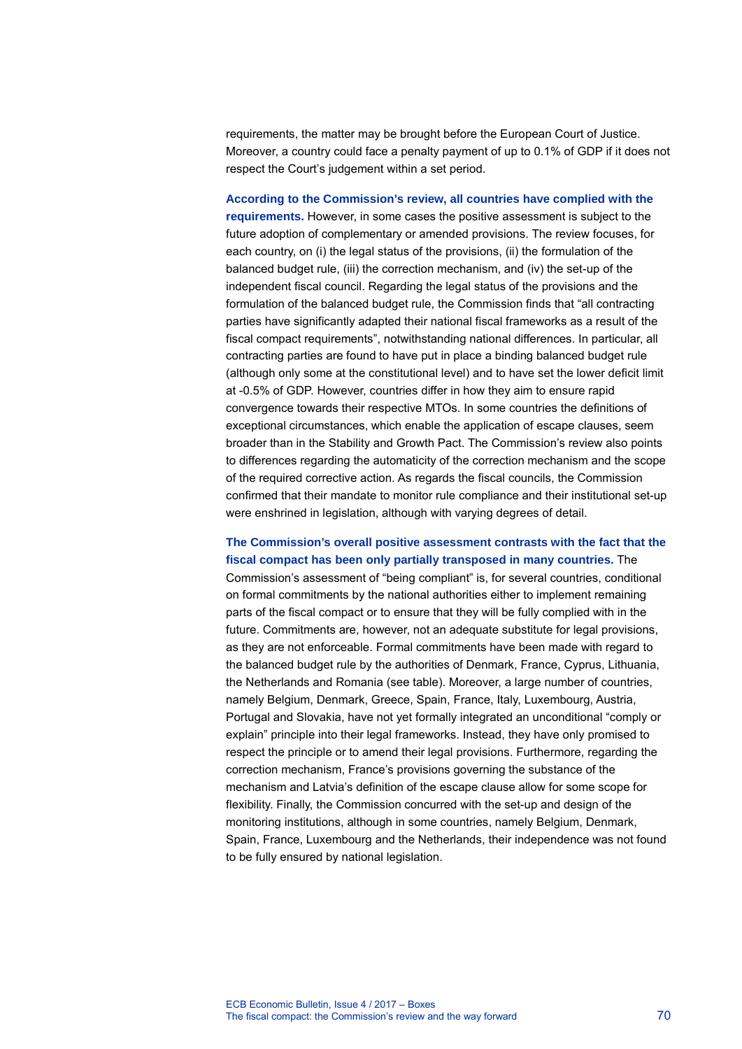requirements, the matter may be brought before the European Court of Justice. Moreover, a country could face a penalty payment of up to 0.1% of GDP if it does not respect the Court's judgement within a set period.

**According to the Commission's review, all countries have complied with the requirements.** However, in some cases the positive assessment is subject to the future adoption of complementary or amended provisions. The review focuses, for each country, on (i) the legal status of the provisions, (ii) the formulation of the balanced budget rule, (iii) the correction mechanism, and (iv) the set-up of the independent fiscal council. Regarding the legal status of the provisions and the formulation of the balanced budget rule, the Commission finds that "all contracting parties have significantly adapted their national fiscal frameworks as a result of the fiscal compact requirements", notwithstanding national differences. In particular, all contracting parties are found to have put in place a binding balanced budget rule (although only some at the constitutional level) and to have set the lower deficit limit at -0.5% of GDP. However, countries differ in how they aim to ensure rapid convergence towards their respective MTOs. In some countries the definitions of exceptional circumstances, which enable the application of escape clauses, seem broader than in the Stability and Growth Pact. The Commission's review also points to differences regarding the automaticity of the correction mechanism and the scope of the required corrective action. As regards the fiscal councils, the Commission confirmed that their mandate to monitor rule compliance and their institutional set-up were enshrined in legislation, although with varying degrees of detail.

**The Commission's overall positive assessment contrasts with the fact that the fiscal compact has been only partially transposed in many countries.** The Commission's assessment of "being compliant" is, for several countries, conditional on formal commitments by the national authorities either to implement remaining parts of the fiscal compact or to ensure that they will be fully complied with in the future. Commitments are, however, not an adequate substitute for legal provisions, as they are not enforceable. Formal commitments have been made with regard to the balanced budget rule by the authorities of Denmark, France, Cyprus, Lithuania, the Netherlands and Romania (see table). Moreover, a large number of countries, namely Belgium, Denmark, Greece, Spain, France, Italy, Luxembourg, Austria, Portugal and Slovakia, have not yet formally integrated an unconditional "comply or explain" principle into their legal frameworks. Instead, they have only promised to respect the principle or to amend their legal provisions. Furthermore, regarding the correction mechanism, France's provisions governing the substance of the mechanism and Latvia's definition of the escape clause allow for some scope for flexibility. Finally, the Commission concurred with the set-up and design of the monitoring institutions, although in some countries, namely Belgium, Denmark, Spain, France, Luxembourg and the Netherlands, their independence was not found to be fully ensured by national legislation.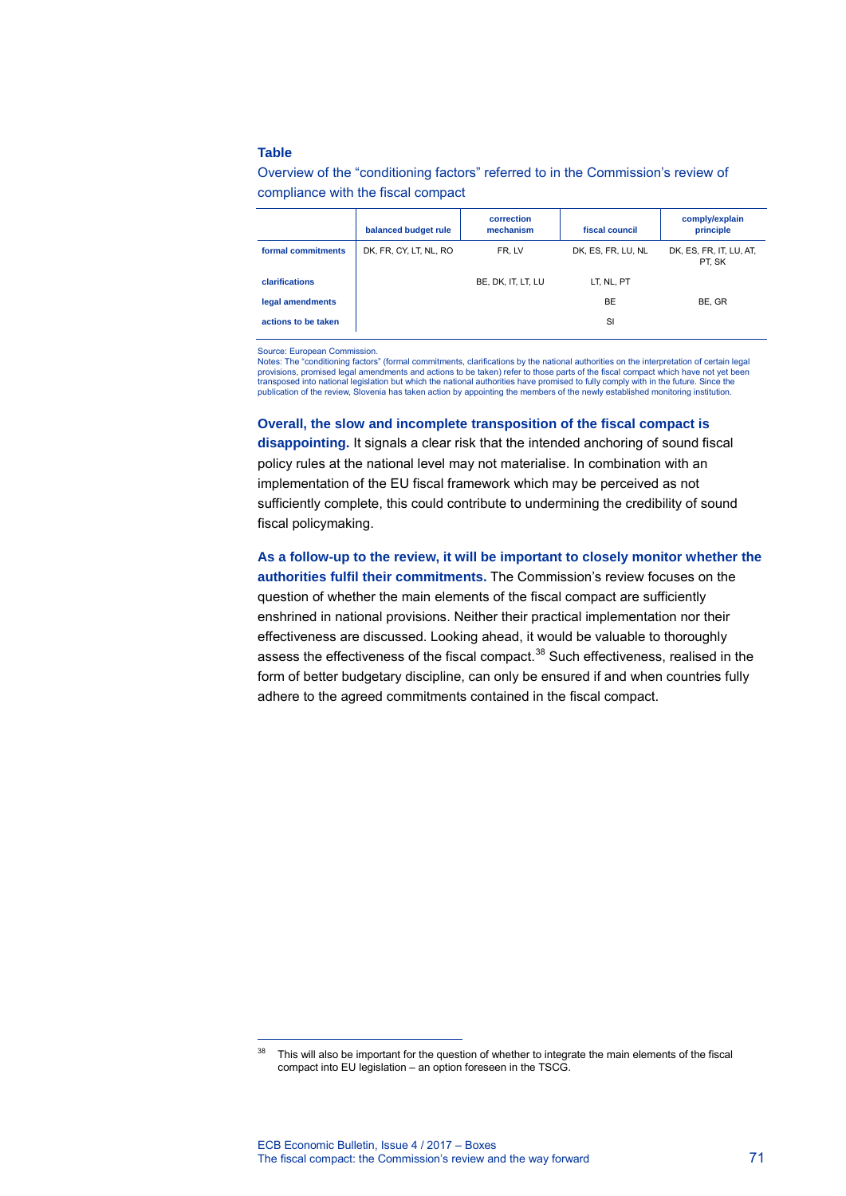**Table**

Overview of the “conditioning factors” referred to in the Commission’s review of compliance with the fiscal compact

| | balanced budget rule | correction mechanism | fiscal council | comply/explain principle |
|---|---|---|---|---|
| formal commitments | DK, FR, CY, LT, NL, RO | FR, LV | DK, ES, FR, LU, NL | DK, ES, FR, IT, LU, AT, PT, SK |
| clarifications | | BE, DK, IT, LT, LU | LT, NL, PT | |
| legal amendments | | | BE | BE, GR |
| actions to be taken | | | SI | |

Source: European Commission.
Notes: The “conditioning factors” (formal commitments, clarifications by the national authorities on the interpretation of certain legal provisions, promised legal amendments and actions to be taken) refer to those parts of the fiscal compact which have not yet been transposed into national legislation but which the national authorities have promised to fully comply with in the future. Since the publication of the review, Slovenia has taken action by appointing the members of the newly established monitoring institution.

**Overall, the slow and incomplete transposition of the fiscal compact is disappointing.** It signals a clear risk that the intended anchoring of sound fiscal policy rules at the national level may not materialise. In combination with an implementation of the EU fiscal framework which may be perceived as not sufficiently complete, this could contribute to undermining the credibility of sound fiscal policymaking.

**As a follow-up to the review, it will be important to closely monitor whether the authorities fulfil their commitments.** The Commission’s review focuses on the question of whether the main elements of the fiscal compact are sufficiently enshrined in national provisions. Neither their practical implementation nor their effectiveness are discussed. Looking ahead, it would be valuable to thoroughly assess the effectiveness of the fiscal compact.[38] Such effectiveness, realised in the form of better budgetary discipline, can only be ensured if and when countries fully adhere to the agreed commitments contained in the fiscal compact.

[38] This will also be important for the question of whether to integrate the main elements of the fiscal compact into EU legislation – an option foreseen in the TSCG.